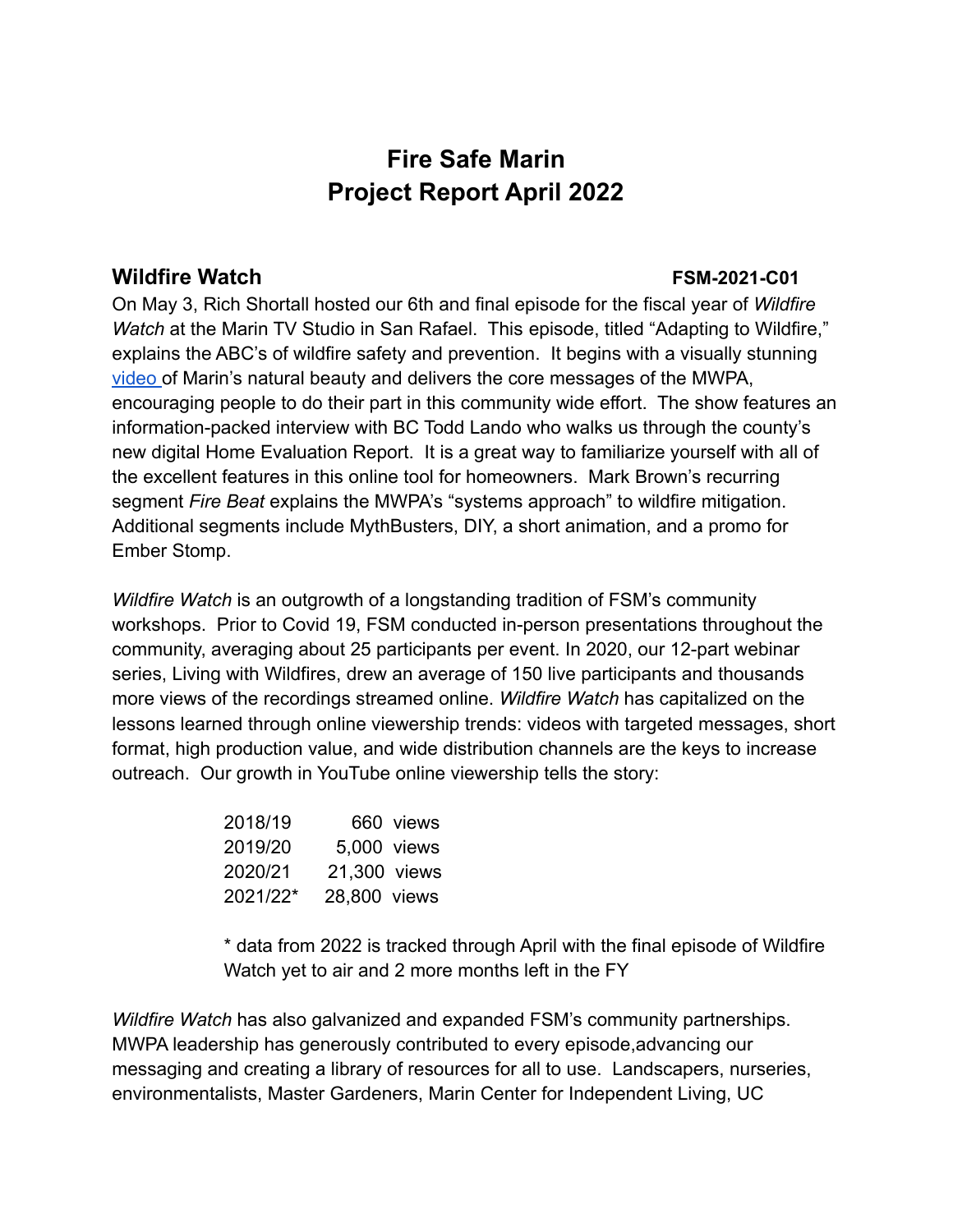# Fire Safe Marin
# Project Report April 2022

## Wildfire Watch FSM-2021-C01

On May 3, Rich Shortall hosted our 6th and final episode for the fiscal year of *Wildfire Watch* at the Marin TV Studio in San Rafael. This episode, titled "Adapting to Wildfire," explains the ABC's of wildfire safety and prevention. It begins with a visually stunning video of Marin's natural beauty and delivers the core messages of the MWPA, encouraging people to do their part in this community wide effort. The show features an information-packed interview with BC Todd Lando who walks us through the county's new digital Home Evaluation Report. It is a great way to familiarize yourself with all of the excellent features in this online tool for homeowners. Mark Brown's recurring segment *Fire Beat* explains the MWPA's "systems approach" to wildfire mitigation. Additional segments include MythBusters, DIY, a short animation, and a promo for Ember Stomp.

*Wildfire Watch* is an outgrowth of a longstanding tradition of FSM's community workshops. Prior to Covid 19, FSM conducted in-person presentations throughout the community, averaging about 25 participants per event. In 2020, our 12-part webinar series, Living with Wildfires, drew an average of 150 live participants and thousands more views of the recordings streamed online. *Wildfire Watch* has capitalized on the lessons learned through online viewership trends: videos with targeted messages, short format, high production value, and wide distribution channels are the keys to increase outreach. Our growth in YouTube online viewership tells the story:

| Year | Views |
|---|---|
| 2018/19 | 660 views |
| 2019/20 | 5,000 views |
| 2020/21 | 21,300 views |
| 2021/22* | 28,800 views |

* data from 2022 is tracked through April with the final episode of Wildfire Watch yet to air and 2 more months left in the FY

*Wildfire Watch* has also galvanized and expanded FSM's community partnerships. MWPA leadership has generously contributed to every episode,advancing our messaging and creating a library of resources for all to use. Landscapers, nurseries, environmentalists, Master Gardeners, Marin Center for Independent Living, UC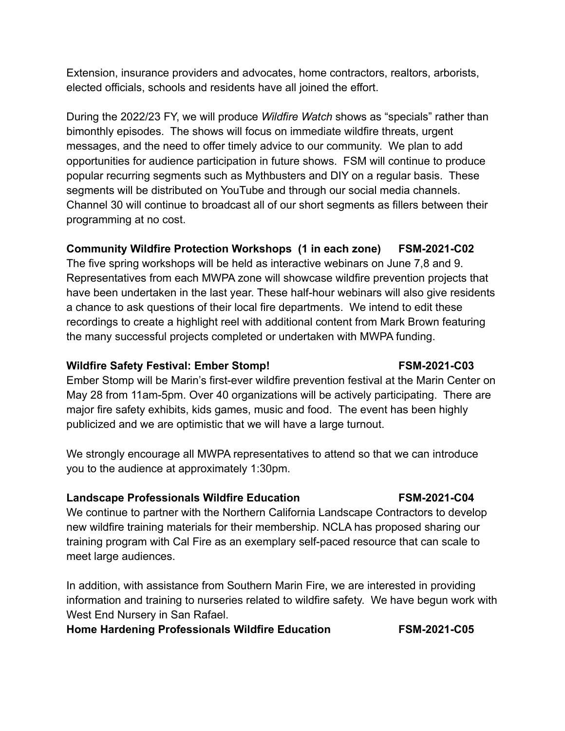Extension, insurance providers and advocates, home contractors, realtors, arborists, elected officials, schools and residents have all joined the effort.

During the 2022/23 FY, we will produce *Wildfire Watch* shows as "specials" rather than bimonthly episodes. The shows will focus on immediate wildfire threats, urgent messages, and the need to offer timely advice to our community. We plan to add opportunities for audience participation in future shows. FSM will continue to produce popular recurring segments such as Mythbusters and DIY on a regular basis. These segments will be distributed on YouTube and through our social media channels. Channel 30 will continue to broadcast all of our short segments as fillers between their programming at no cost.

**Community Wildfire Protection Workshops (1 in each zone) FSM-2021-C02**

The five spring workshops will be held as interactive webinars on June 7,8 and 9. Representatives from each MWPA zone will showcase wildfire prevention projects that have been undertaken in the last year. These half-hour webinars will also give residents a chance to ask questions of their local fire departments. We intend to edit these recordings to create a highlight reel with additional content from Mark Brown featuring the many successful projects completed or undertaken with MWPA funding.

**Wildfire Safety Festival: Ember Stomp! FSM-2021-C03**

Ember Stomp will be Marin's first-ever wildfire prevention festival at the Marin Center on May 28 from 11am-5pm. Over 40 organizations will be actively participating. There are major fire safety exhibits, kids games, music and food. The event has been highly publicized and we are optimistic that we will have a large turnout.

We strongly encourage all MWPA representatives to attend so that we can introduce you to the audience at approximately 1:30pm.

**Landscape Professionals Wildfire Education FSM-2021-C04**

We continue to partner with the Northern California Landscape Contractors to develop new wildfire training materials for their membership. NCLA has proposed sharing our training program with Cal Fire as an exemplary self-paced resource that can scale to meet large audiences.

In addition, with assistance from Southern Marin Fire, we are interested in providing information and training to nurseries related to wildfire safety. We have begun work with West End Nursery in San Rafael.

**Home Hardening Professionals Wildfire Education FSM-2021-C05**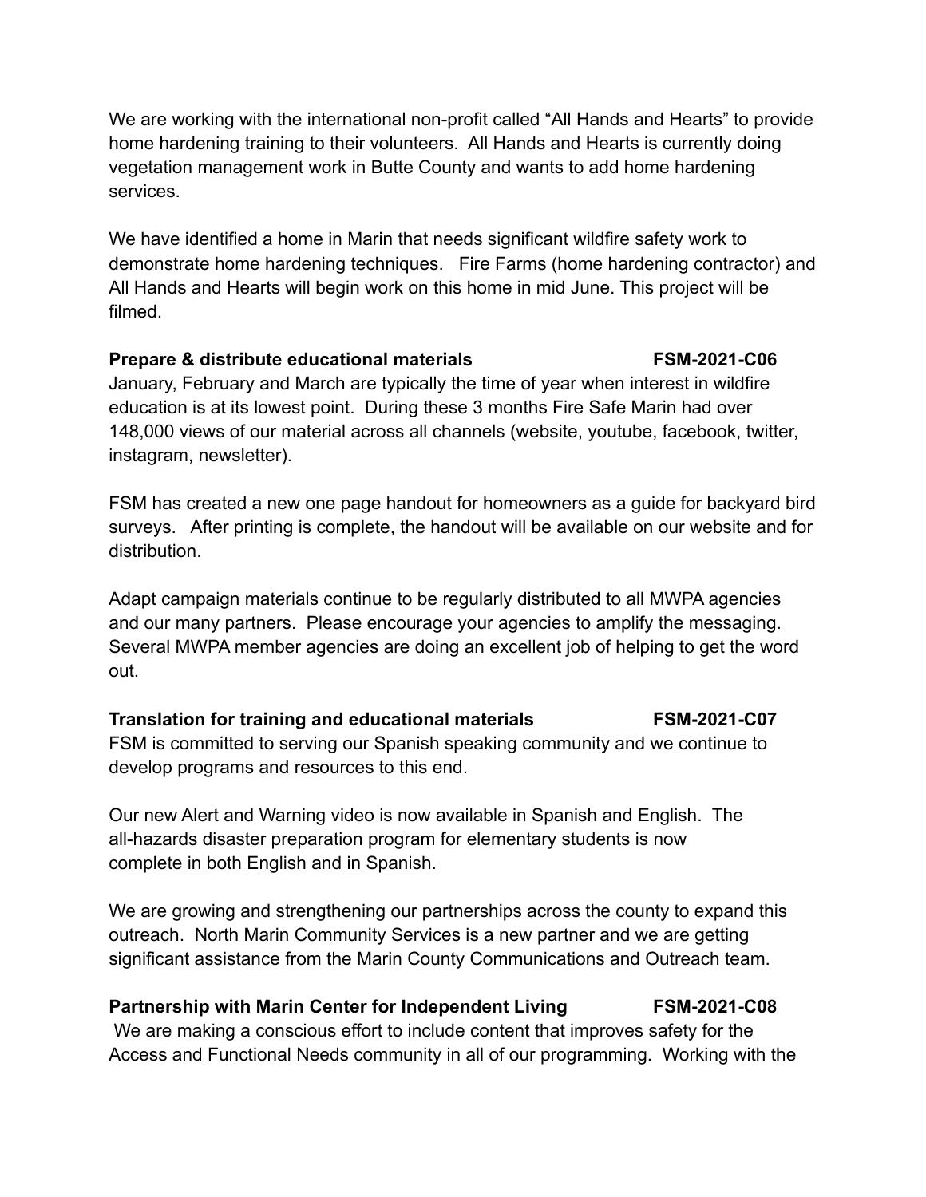We are working with the international non-profit called “All Hands and Hearts” to provide home hardening training to their volunteers. All Hands and Hearts is currently doing vegetation management work in Butte County and wants to add home hardening services.

We have identified a home in Marin that needs significant wildfire safety work to demonstrate home hardening techniques. Fire Farms (home hardening contractor) and All Hands and Hearts will begin work on this home in mid June. This project will be filmed.

**Prepare & distribute educational materials FSM-2021-C06**

January, February and March are typically the time of year when interest in wildfire education is at its lowest point. During these 3 months Fire Safe Marin had over 148,000 views of our material across all channels (website, youtube, facebook, twitter, instagram, newsletter).

FSM has created a new one page handout for homeowners as a guide for backyard bird surveys. After printing is complete, the handout will be available on our website and for distribution.

Adapt campaign materials continue to be regularly distributed to all MWPA agencies and our many partners. Please encourage your agencies to amplify the messaging. Several MWPA member agencies are doing an excellent job of helping to get the word out.

**Translation for training and educational materials FSM-2021-C07**

FSM is committed to serving our Spanish speaking community and we continue to develop programs and resources to this end.

Our new Alert and Warning video is now available in Spanish and English. The all-hazards disaster preparation program for elementary students is now complete in both English and in Spanish.

We are growing and strengthening our partnerships across the county to expand this outreach. North Marin Community Services is a new partner and we are getting significant assistance from the Marin County Communications and Outreach team.

**Partnership with Marin Center for Independent Living FSM-2021-C08**

We are making a conscious effort to include content that improves safety for the Access and Functional Needs community in all of our programming. Working with the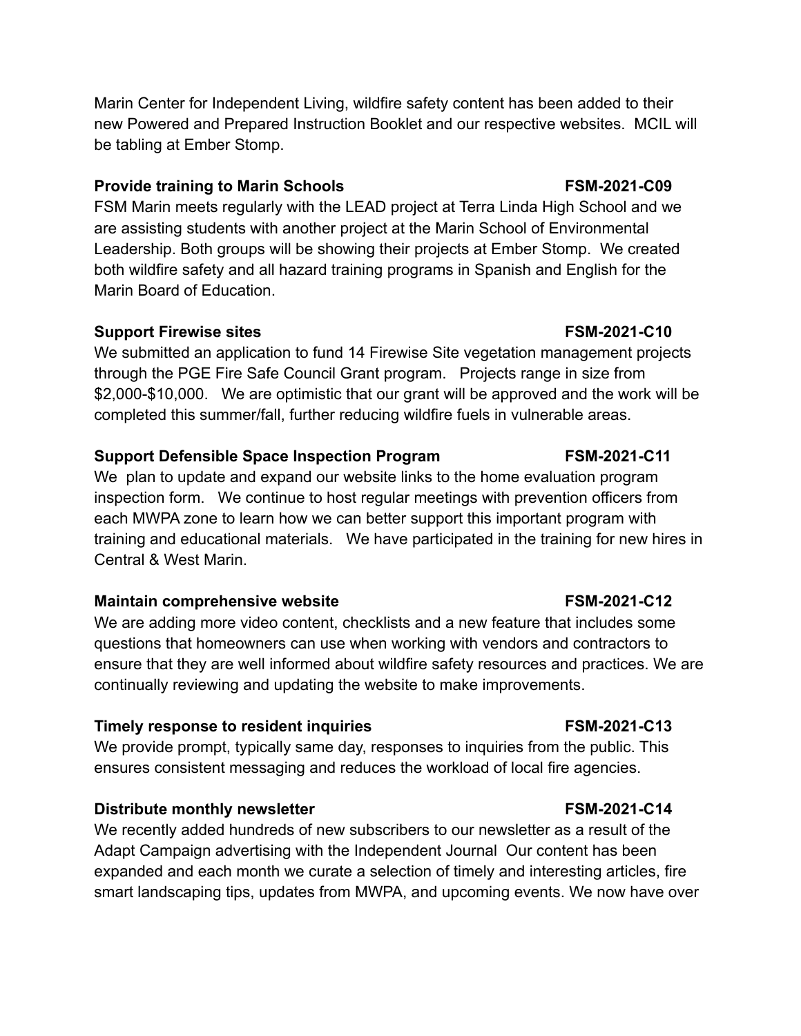Marin Center for Independent Living, wildfire safety content has been added to their new Powered and Prepared Instruction Booklet and our respective websites. MCIL will be tabling at Ember Stomp.

**Provide training to Marin Schools** **FSM-2021-C09**

FSM Marin meets regularly with the LEAD project at Terra Linda High School and we are assisting students with another project at the Marin School of Environmental Leadership. Both groups will be showing their projects at Ember Stomp. We created both wildfire safety and all hazard training programs in Spanish and English for the Marin Board of Education.

**Support Firewise sites** **FSM-2021-C10**

We submitted an application to fund 14 Firewise Site vegetation management projects through the PGE Fire Safe Council Grant program. Projects range in size from $2,000-$10,000. We are optimistic that our grant will be approved and the work will be completed this summer/fall, further reducing wildfire fuels in vulnerable areas.

**Support Defensible Space Inspection Program** **FSM-2021-C11**

We plan to update and expand our website links to the home evaluation program inspection form. We continue to host regular meetings with prevention officers from each MWPA zone to learn how we can better support this important program with training and educational materials. We have participated in the training for new hires in Central & West Marin.

**Maintain comprehensive website** **FSM-2021-C12**

We are adding more video content, checklists and a new feature that includes some questions that homeowners can use when working with vendors and contractors to ensure that they are well informed about wildfire safety resources and practices. We are continually reviewing and updating the website to make improvements.

**Timely response to resident inquiries** **FSM-2021-C13**

We provide prompt, typically same day, responses to inquiries from the public. This ensures consistent messaging and reduces the workload of local fire agencies.

**Distribute monthly newsletter** **FSM-2021-C14**

We recently added hundreds of new subscribers to our newsletter as a result of the Adapt Campaign advertising with the Independent Journal Our content has been expanded and each month we curate a selection of timely and interesting articles, fire smart landscaping tips, updates from MWPA, and upcoming events. We now have over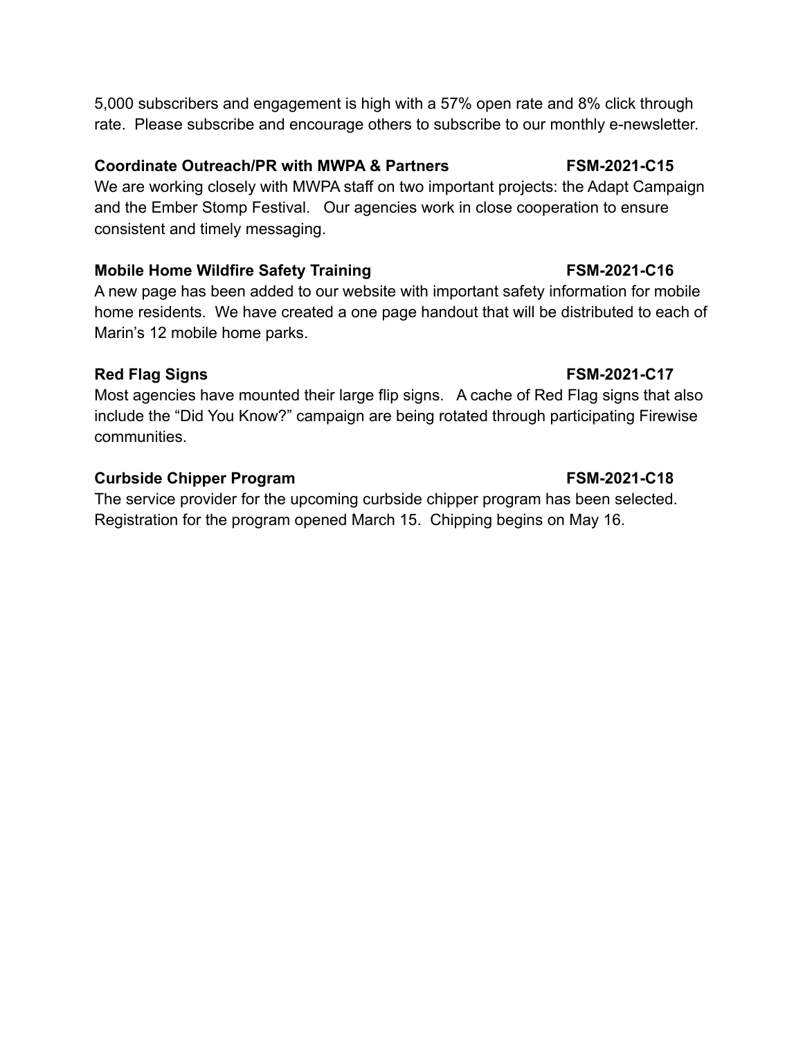5,000 subscribers and engagement is high with a 57% open rate and 8% click through rate. Please subscribe and encourage others to subscribe to our monthly e-newsletter.

**Coordinate Outreach/PR with MWPA & Partners** **FSM-2021-C15**

We are working closely with MWPA staff on two important projects: the Adapt Campaign and the Ember Stomp Festival. Our agencies work in close cooperation to ensure consistent and timely messaging.

**Mobile Home Wildfire Safety Training** **FSM-2021-C16**

A new page has been added to our website with important safety information for mobile home residents. We have created a one page handout that will be distributed to each of Marin's 12 mobile home parks.

**Red Flag Signs** **FSM-2021-C17**

Most agencies have mounted their large flip signs. A cache of Red Flag signs that also include the "Did You Know?" campaign are being rotated through participating Firewise communities.

**Curbside Chipper Program** **FSM-2021-C18**

The service provider for the upcoming curbside chipper program has been selected. Registration for the program opened March 15. Chipping begins on May 16.